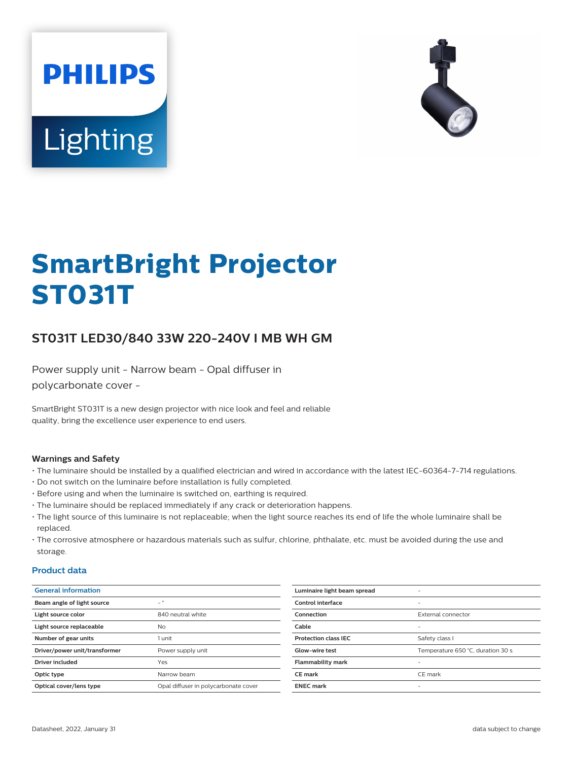# SmartBright Projector ST031T

## ST031T LED30/840 33W 220-240V I MB WH GM

Power supply unit - Narrow beam - Opal diffuser in polycarbonate cover -

SmartBright ST031T is a new design projector with nice look and feel and reliable quality, bring the excellence user experience to end users.

### Warnings and Safety

- The luminaire should be installed by a qualified electrician and wired in accordance with the latest IEC-60364-7-714 regulations.
- Do not switch on the luminaire before installation is fully completed.
- Before using and when the luminaire is switched on, earthing is required.
- The luminaire should be replaced immediately if any crack or deterioration happens.
- The light source of this luminaire is not replaceable; when the light source reaches its end of life the whole luminaire shall be replaced.
- The corrosive atmosphere or hazardous materials such as sulfur, chlorine, phthalate, etc. must be avoided during the use and storage.

### Product data

| General information | |
|---|---|
| Beam angle of light source | - ° |
| Light source color | 840 neutral white |
| Light source replaceable | No |
| Number of gear units | 1 unit |
| Driver/power unit/transformer | Power supply unit |
| Driver included | Yes |
| Optic type | Narrow beam |
| Optical cover/lens type | Opal diffuser in polycarbonate cover |

| | |
|---|---|
| Luminaire light beam spread | - |
| Control interface | - |
| Connection | External connector |
| Cable | - |
| Protection class IEC | Safety class I |
| Glow-wire test | Temperature 650 °C, duration 30 s |
| Flammability mark | - |
| CE mark | CE mark |
| ENEC mark | - |

Datasheet, 2022, January 31

data subject to change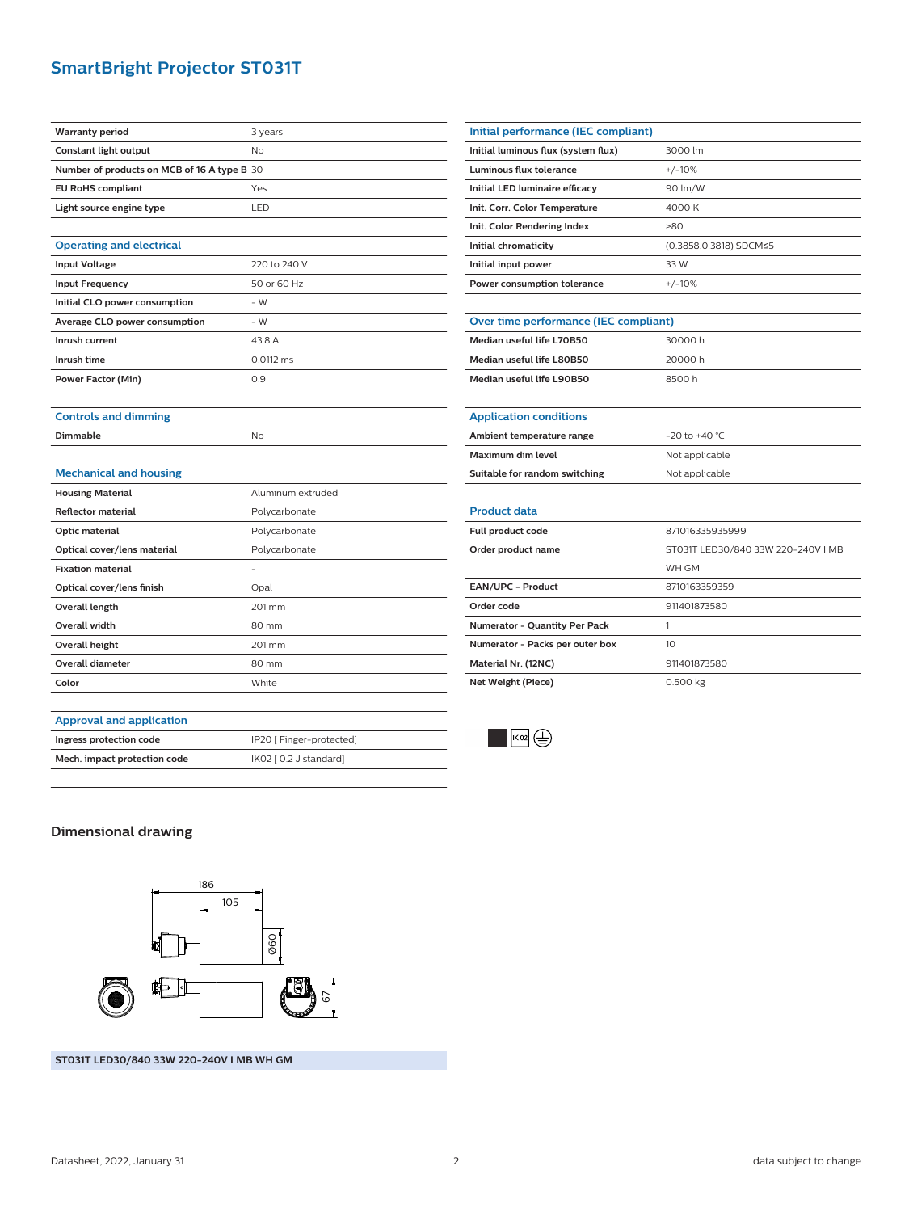# SmartBright Projector ST031T

| | |
|---|---|
| Warranty period | 3 years |
| Constant light output | No |
| Number of products on MCB of 16 A type B | 30 |
| EU RoHS compliant | Yes |
| Light source engine type | LED |

## Operating and electrical

| | |
|---|---|
| Input Voltage | 220 to 240 V |
| Input Frequency | 50 or 60 Hz |
| Initial CLO power consumption | - W |
| Average CLO power consumption | - W |
| Inrush current | 43.8 A |
| Inrush time | 0.0112 ms |
| Power Factor (Min) | 0.9 |

## Controls and dimming

| | |
|---|---|
| Dimmable | No |

## Mechanical and housing

| | |
|---|---|
| Housing Material | Aluminum extruded |
| Reflector material | Polycarbonate |
| Optic material | Polycarbonate |
| Optical cover/lens material | Polycarbonate |
| Fixation material | - |
| Optical cover/lens finish | Opal |
| Overall length | 201 mm |
| Overall width | 80 mm |
| Overall height | 201 mm |
| Overall diameter | 80 mm |
| Color | White |

## Approval and application

| | |
|---|---|
| Ingress protection code | IP20 [ Finger-protected] |
| Mech. impact protection code | IK02 [ 0.2 J standard] |

## Initial performance (IEC compliant)

| | |
|---|---|
| Initial luminous flux (system flux) | 3000 lm |
| Luminous flux tolerance | +/-10% |
| Initial LED luminaire efficacy | 90 lm/W |
| Init. Corr. Color Temperature | 4000 K |
| Init. Color Rendering Index | >80 |
| Initial chromaticity | (0.3858,0.3818) SDCM≤5 |
| Initial input power | 33 W |
| Power consumption tolerance | +/-10% |

## Over time performance (IEC compliant)

| | |
|---|---|
| Median useful life L70B50 | 30000 h |
| Median useful life L80B50 | 20000 h |
| Median useful life L90B50 | 8500 h |

## Application conditions

| | |
|---|---|
| Ambient temperature range | -20 to +40 °C |
| Maximum dim level | Not applicable |
| Suitable for random switching | Not applicable |

## Product data

| | |
|---|---|
| Full product code | 871016335935999 |
| Order product name | ST031T LED30/840 33W 220-240V I MB WH GM |
| EAN/UPC - Product | 8710163359359 |
| Order code | 911401873580 |
| Numerator - Quantity Per Pack | 1 |
| Numerator - Packs per outer box | 10 |
| Material Nr. (12NC) | 911401873580 |
| Net Weight (Piece) | 0.500 kg |

IK 02

## Dimensional drawing

186
105
Ø60
67

ST031T LED30/840 33W 220-240V I MB WH GM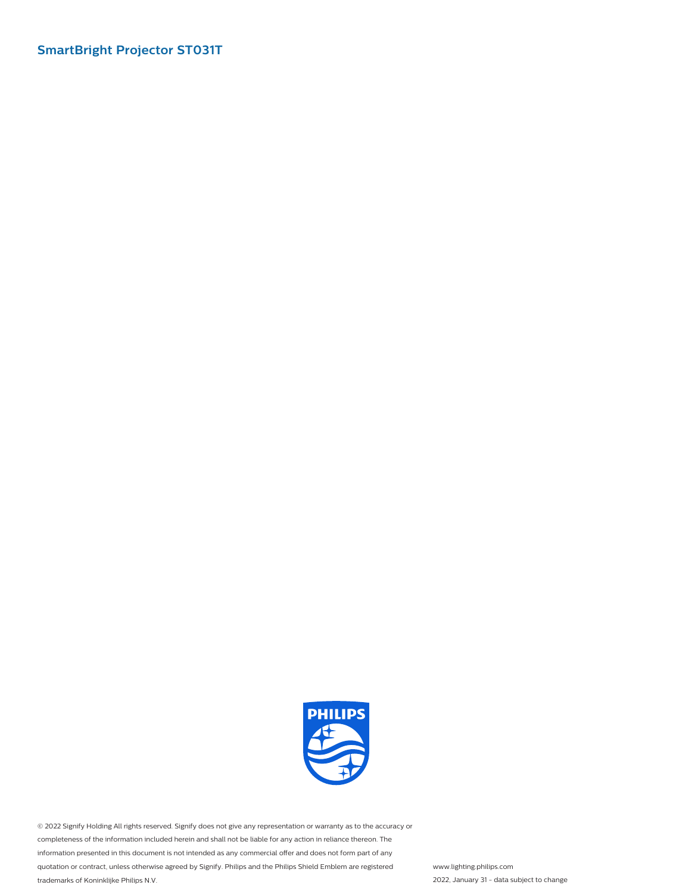© 2022 Signify Holding All rights reserved. Signify does not give any representation or warranty as to the accuracy or completeness of the information included herein and shall not be liable for any action in reliance thereon. The information presented in this document is not intended as any commercial offer and does not form part of any quotation or contract, unless otherwise agreed by Signify. Philips and the Philips Shield Emblem are registered trademarks of Koninklijke Philips N.V.

www.lighting.philips.com

2022, January 31 - data subject to change